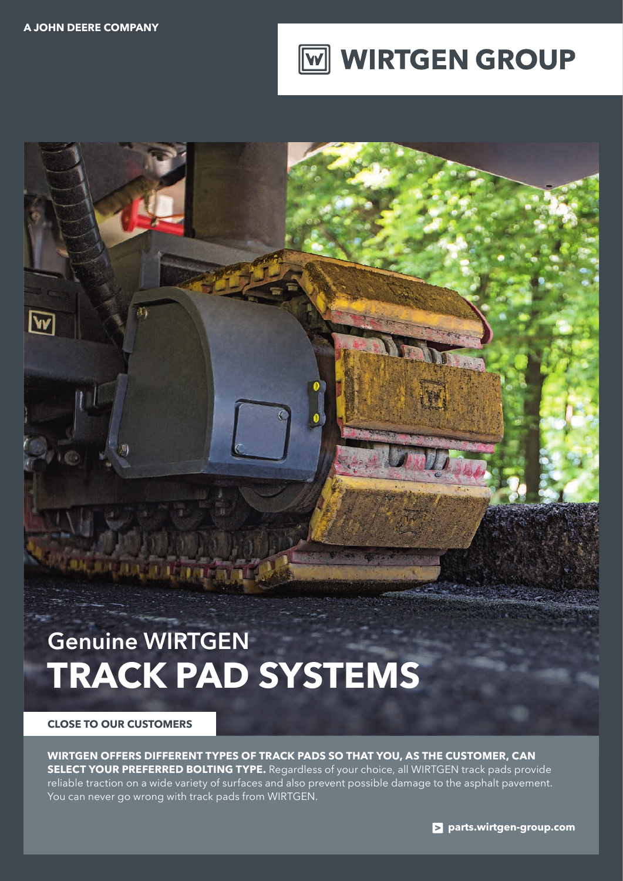A JOHN DEERE COMPANY

WIRTGEN GROUP

# Genuine WIRTGEN
# TRACK PAD SYSTEMS

**CLOSE TO OUR CUSTOMERS**

**WIRTGEN OFFERS DIFFERENT TYPES OF TRACK PADS SO THAT YOU, AS THE CUSTOMER, CAN SELECT YOUR PREFERRED BOLTING TYPE.** Regardless of your choice, all WIRTGEN track pads provide reliable traction on a wide variety of surfaces and also prevent possible damage to the asphalt pavement. You can never go wrong with track pads from WIRTGEN.

**parts.wirtgen-group.com**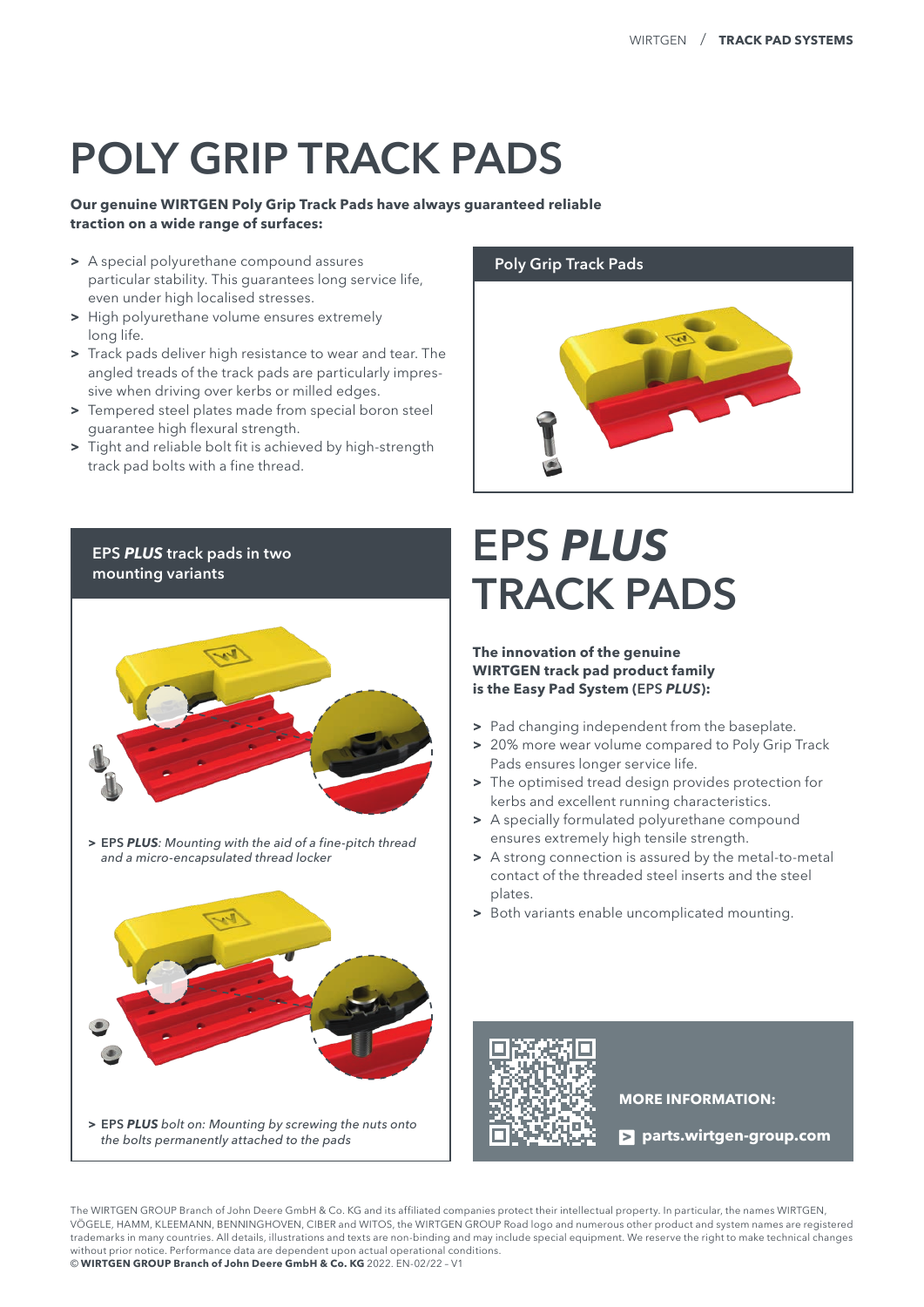# POLY GRIP TRACK PADS

**Our genuine WIRTGEN Poly Grip Track Pads have always guaranteed reliable traction on a wide range of surfaces:**

- A special polyurethane compound assures particular stability. This guarantees long service life, even under high localised stresses.
- High polyurethane volume ensures extremely long life.
- Track pads deliver high resistance to wear and tear. The angled treads of the track pads are particularly impressive when driving over kerbs or milled edges.
- Tempered steel plates made from special boron steel guarantee high flexural strength.
- Tight and reliable bolt fit is achieved by high-strength track pad bolts with a fine thread.

**Poly Grip Track Pads**

**EPS *PLUS* track pads in two mounting variants**

> EPS ***PLUS***: *Mounting with the aid of a fine-pitch thread and a micro-encapsulated thread locker*

> EPS ***PLUS*** *bolt on: Mounting by screwing the nuts onto the bolts permanently attached to the pads*

# EPS *PLUS* TRACK PADS

**The innovation of the genuine WIRTGEN track pad product family is the Easy Pad System (EPS *PLUS*):**

- Pad changing independent from the baseplate.
- 20% more wear volume compared to Poly Grip Track Pads ensures longer service life.
- The optimised tread design provides protection for kerbs and excellent running characteristics.
- A specially formulated polyurethane compound ensures extremely high tensile strength.
- A strong connection is assured by the metal-to-metal contact of the threaded steel inserts and the steel plates.
- Both variants enable uncomplicated mounting.

**MORE INFORMATION:**

**parts.wirtgen-group.com**

The WIRTGEN GROUP Branch of John Deere GmbH & Co. KG and its affiliated companies protect their intellectual property. In particular, the names WIRTGEN, VÖGELE, HAMM, KLEEMANN, BENNINGHOVEN, CIBER and WITOS, the WIRTGEN GROUP Road logo and numerous other product and system names are registered trademarks in many countries. All details, illustrations and texts are non-binding and may include special equipment. We reserve the right to make technical changes without prior notice. Performance data are dependent upon actual operational conditions.
© **WIRTGEN GROUP Branch of John Deere GmbH & Co. KG** 2022. EN-02/22 – V1